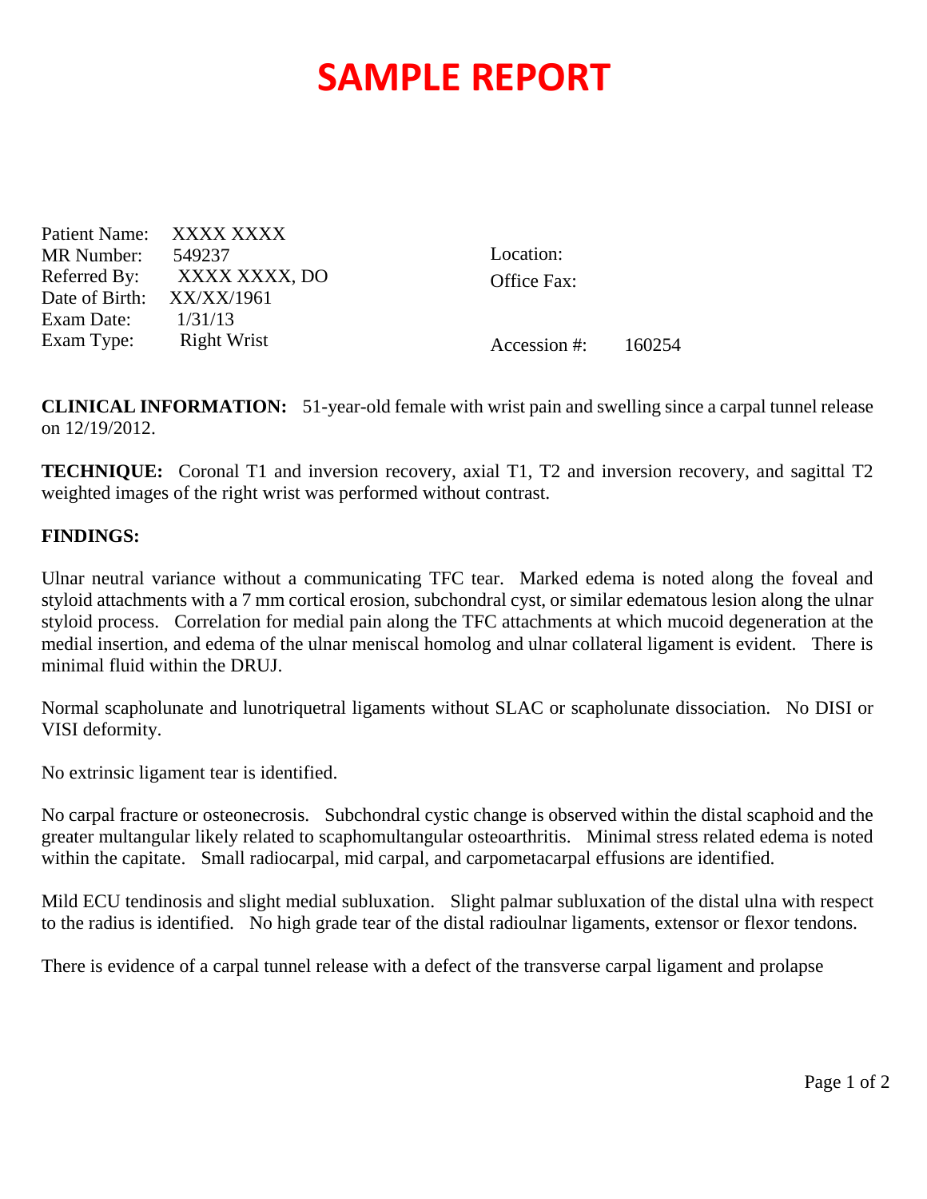# SAMPLE REPORT

Patient Name: XXXX XXXX
MR Number: 549237
Referred By: XXXX XXXX, DO
Date of Birth: XX/XX/1961
Exam Date: 1/31/13
Exam Type: Right Wrist

Location:
Office Fax:

Accession #: 160254

**CLINICAL INFORMATION:** 51-year-old female with wrist pain and swelling since a carpal tunnel release on 12/19/2012.

**TECHNIQUE:** Coronal T1 and inversion recovery, axial T1, T2 and inversion recovery, and sagittal T2 weighted images of the right wrist was performed without contrast.

**FINDINGS:**

Ulnar neutral variance without a communicating TFC tear. Marked edema is noted along the foveal and styloid attachments with a 7 mm cortical erosion, subchondral cyst, or similar edematous lesion along the ulnar styloid process. Correlation for medial pain along the TFC attachments at which mucoid degeneration at the medial insertion, and edema of the ulnar meniscal homolog and ulnar collateral ligament is evident. There is minimal fluid within the DRUJ.

Normal scapholunate and lunotriquetral ligaments without SLAC or scapholunate dissociation. No DISI or VISI deformity.

No extrinsic ligament tear is identified.

No carpal fracture or osteonecrosis. Subchondral cystic change is observed within the distal scaphoid and the greater multangular likely related to scaphomultangular osteoarthritis. Minimal stress related edema is noted within the capitate. Small radiocarpal, mid carpal, and carpometacarpal effusions are identified.

Mild ECU tendinosis and slight medial subluxation. Slight palmar subluxation of the distal ulna with respect to the radius is identified. No high grade tear of the distal radioulnar ligaments, extensor or flexor tendons.

There is evidence of a carpal tunnel release with a defect of the transverse carpal ligament and prolapse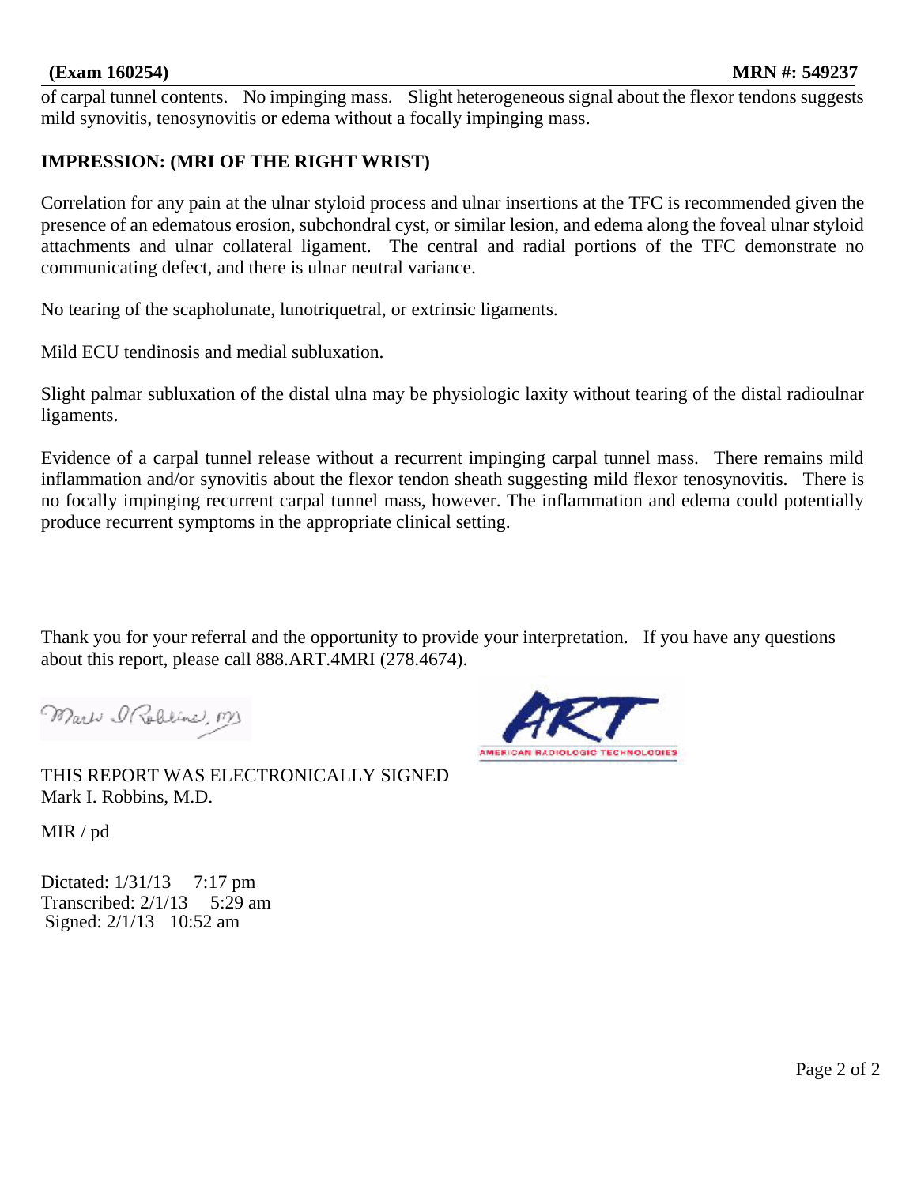of carpal tunnel contents. No impinging mass. Slight heterogeneous signal about the flexor tendons suggests mild synovitis, tenosynovitis or edema without a focally impinging mass.

**IMPRESSION: (MRI OF THE RIGHT WRIST)**

Correlation for any pain at the ulnar styloid process and ulnar insertions at the TFC is recommended given the presence of an edematous erosion, subchondral cyst, or similar lesion, and edema along the foveal ulnar styloid attachments and ulnar collateral ligament. The central and radial portions of the TFC demonstrate no communicating defect, and there is ulnar neutral variance.

No tearing of the scapholunate, lunotriquetral, or extrinsic ligaments.

Mild ECU tendinosis and medial subluxation.

Slight palmar subluxation of the distal ulna may be physiologic laxity without tearing of the distal radioulnar ligaments.

Evidence of a carpal tunnel release without a recurrent impinging carpal tunnel mass. There remains mild inflammation and/or synovitis about the flexor tendon sheath suggesting mild flexor tenosynovitis. There is no focally impinging recurrent carpal tunnel mass, however. The inflammation and edema could potentially produce recurrent symptoms in the appropriate clinical setting.

Thank you for your referral and the opportunity to provide your interpretation. If you have any questions about this report, please call 888.ART.4MRI (278.4674).

THIS REPORT WAS ELECTRONICALLY SIGNED
Mark I. Robbins, M.D.

MIR / pd

Dictated: 1/31/13 7:17 pm
Transcribed: 2/1/13 5:29 am
Signed: 2/1/13 10:52 am